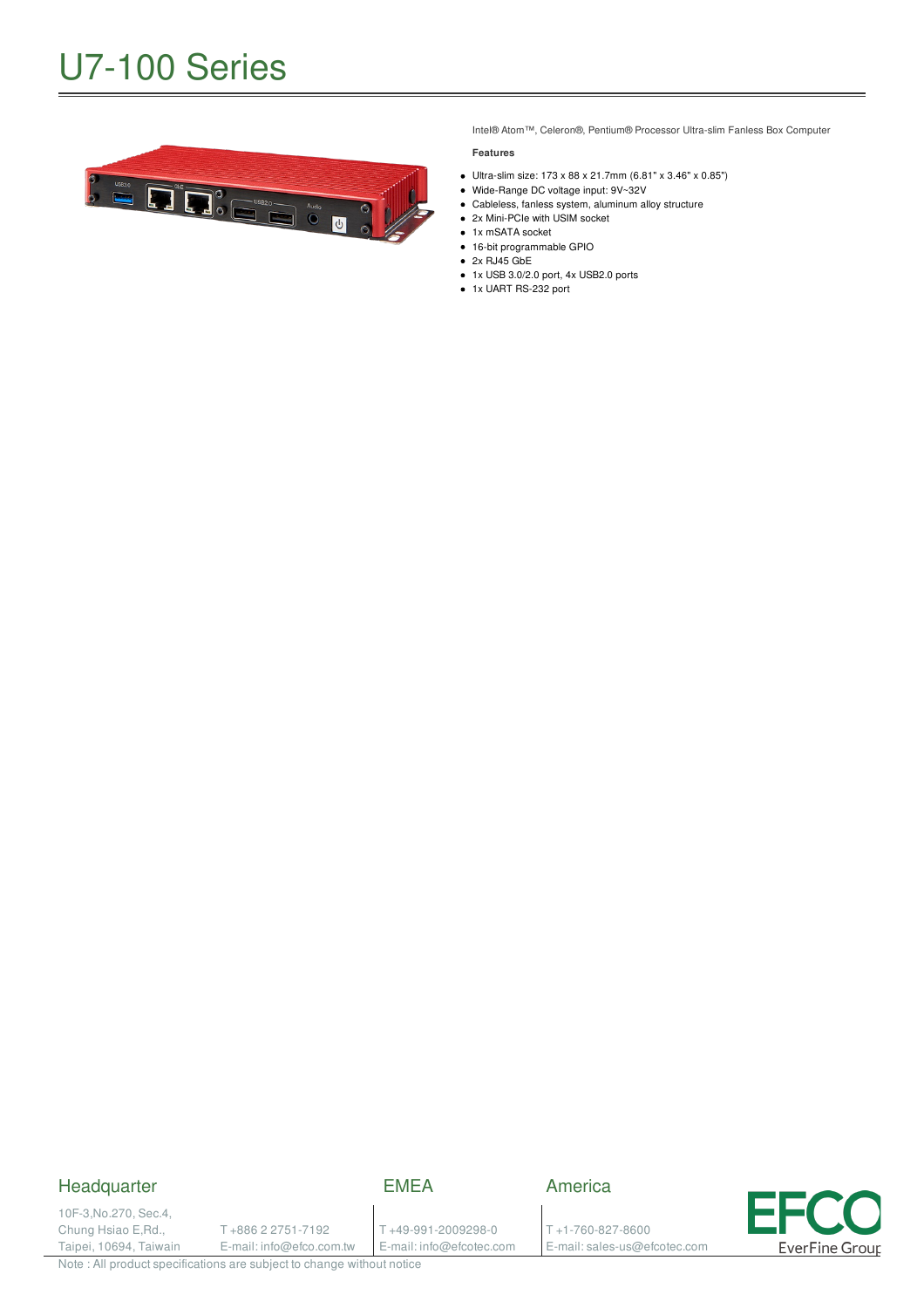# U7-100 Series

Intel® Atom™, Celeron®, Pentium® Processor Ultra-slim Fanless Box Computer

**Features**

- Ultra-slim size: 173 x 88 x 21.7mm (6.81" x 3.46" x 0.85")
- Wide-Range DC voltage input: 9V~32V
- Cableless, fanless system, aluminum alloy structure
- 2x Mini-PCIe with USIM socket
- 1x mSATA socket
- 16-bit programmable GPIO
- 2x RJ45 GbE
- 1x USB 3.0/2.0 port, 4x USB2.0 ports
- 1x UART RS-232 port

## Headquarter

10F-3,No.270, Sec.4,
Chung Hsiao E,Rd.,
Taipei, 10694, Taiwain

T +886 2 2751-7192
E-mail: info@efco.com.tw

## EMEA

T +49-991-2009298-0
E-mail: info@efcotec.com

## America

T +1-760-827-8600
E-mail: sales-us@efcotec.com

EFCO EverFine Group

Note : All product specifications are subject to change without notice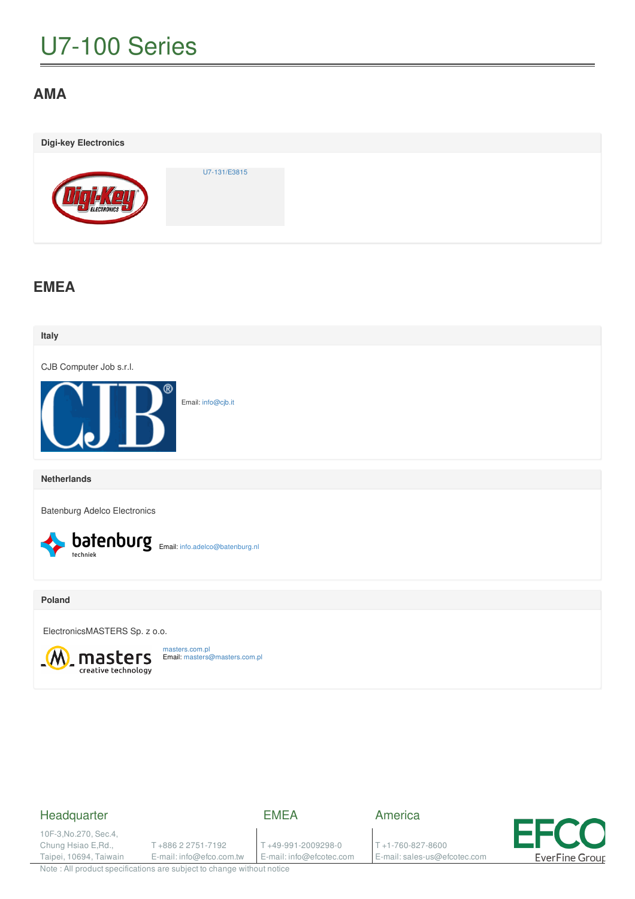# U7-100 Series

## AMA

### Digi-key Electronics

U7-131/E3815

## EMEA

### Italy

CJB Computer Job s.r.l.

Email: info@cjb.it

### Netherlands

Batenburg Adelco Electronics

Email: info.adelco@batenburg.nl

### Poland

ElectronicsMASTERS Sp. z o.o.

masters.com.pl
Email: masters@masters.com.pl

| Headquarter | | EMEA | America |
|---|---|---|---|
| 10F-3,No.270, Sec.4, Chung Hsiao E,Rd., Taipei, 10694, Taiwan | T +886 2 2751-7192 E-mail: info@efco.com.tw | T +49-991-2009298-0 E-mail: info@efcotec.com | T +1-760-827-8600 E-mail: sales-us@efcotec.com |

Note : All product specifications are subject to change without notice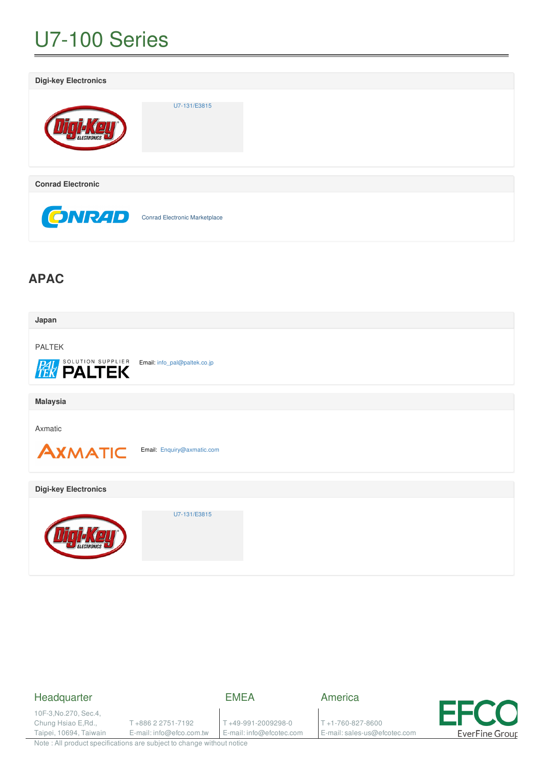# U7-100 Series

**Digi-key Electronics**

U7-131/E3815

**Conrad Electronic**

Conrad Electronic Marketplace

## APAC

**Japan**

PALTEK

Email: info_pal@paltek.co.jp

**Malaysia**

Axmatic

Email: Enquiry@axmatic.com

**Digi-key Electronics**

U7-131/E3815

Headquarter

10F-3,No.270, Sec.4,
Chung Hsiao E,Rd.,
Taipei, 10694, Taiwan

T +886 2 2751-7192
E-mail: info@efco.com.tw

EMEA

T +49-991-2009298-0
E-mail: info@efcotec.com

America

T +1-760-827-8600
E-mail: sales-us@efcotec.com

Note : All product specifications are subject to change without notice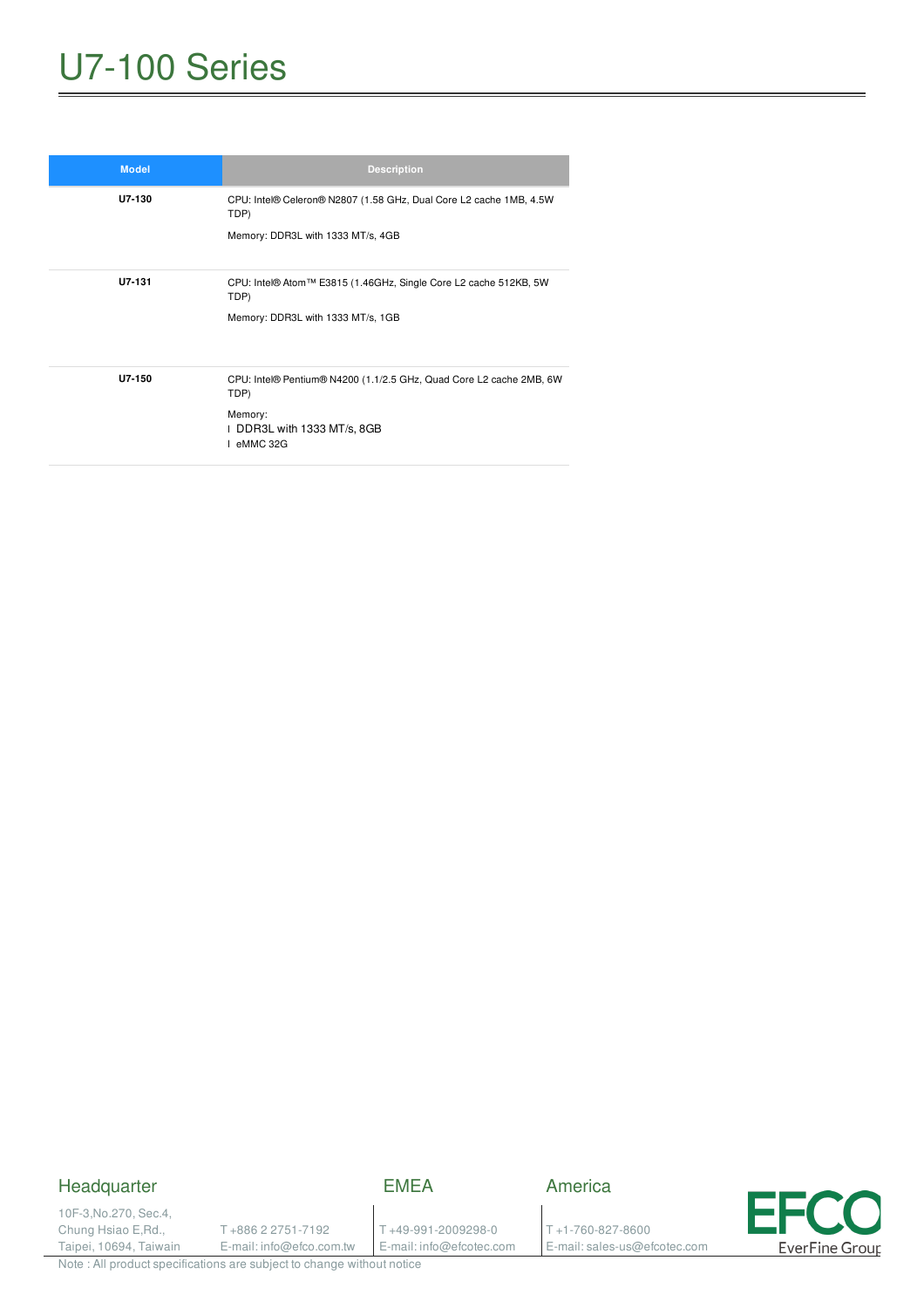# U7-100 Series

| Model | Description |
|---|---|
| **U7-130** | CPU: Intel® Celeron® N2807 (1.58 GHz, Dual Core L2 cache 1MB, 4.5W TDP)<br><br>Memory: DDR3L with 1333 MT/s, 4GB |
| **U7-131** | CPU: Intel® Atom™ E3815 (1.46GHz, Single Core L2 cache 512KB, 5W TDP)<br><br>Memory: DDR3L with 1333 MT/s, 1GB |
| **U7-150** | CPU: Intel® Pentium® N4200 (1.1/2.5 GHz, Quad Core L2 cache 2MB, 6W TDP)<br><br>Memory:<br>l DDR3L with 1333 MT/s, 8GB<br>l eMMC 32G |

## Headquarter

10F-3,No.270, Sec.4,
Chung Hsiao E,Rd.,
Taipei, 10694, Taiwain

T +886 2 2751-7192
E-mail: info@efco.com.tw

## EMEA

T +49-991-2009298-0
E-mail: info@efcotec.com

## America

T +1-760-827-8600
E-mail: sales-us@efcotec.com

EFCO EverFine Group

Note : All product specifications are subject to change without notice